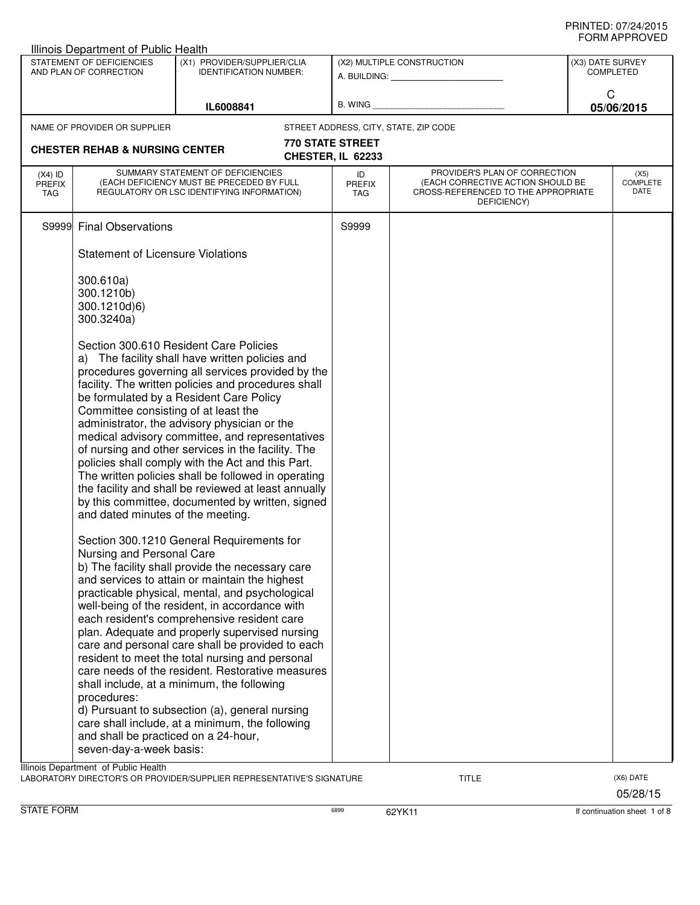PRINTED: 07/24/2015
FORM APPROVED

Illinois Department of Public Health

| STATEMENT OF DEFICIENCIES AND PLAN OF CORRECTION | (X1) PROVIDER/SUPPLIER/CLIA IDENTIFICATION NUMBER: | (X2) MULTIPLE CONSTRUCTION | (X3) DATE SURVEY COMPLETED |
|---|---|---|---|
| | IL6008841 | A. BUILDING: ______ B. WING ______ | C 05/06/2015 |

| NAME OF PROVIDER OR SUPPLIER | STREET ADDRESS, CITY, STATE, ZIP CODE |
|---|---|
| **CHESTER REHAB & NURSING CENTER** | **770 STATE STREET CHESTER, IL 62233** |

| (X4) ID PREFIX TAG | SUMMARY STATEMENT OF DEFICIENCIES (EACH DEFICIENCY MUST BE PRECEDED BY FULL REGULATORY OR LSC IDENTIFYING INFORMATION) | ID PREFIX TAG | PROVIDER'S PLAN OF CORRECTION (EACH CORRECTIVE ACTION SHOULD BE CROSS-REFERENCED TO THE APPROPRIATE DEFICIENCY) | (X5) COMPLETE DATE |
|---|---|---|---|---|
| S9999 | Final Observations | S9999 | | |

Statement of Licensure Violations

300.610a)
300.1210b)
300.1210d)6)
300.3240a)

Section 300.610 Resident Care Policies
a) The facility shall have written policies and procedures governing all services provided by the facility. The written policies and procedures shall be formulated by a Resident Care Policy Committee consisting of at least the administrator, the advisory physician or the medical advisory committee, and representatives of nursing and other services in the facility. The policies shall comply with the Act and this Part. The written policies shall be followed in operating the facility and shall be reviewed at least annually by this committee, documented by written, signed and dated minutes of the meeting.

Section 300.1210 General Requirements for Nursing and Personal Care
b) The facility shall provide the necessary care and services to attain or maintain the highest practicable physical, mental, and psychological well-being of the resident, in accordance with each resident's comprehensive resident care plan. Adequate and properly supervised nursing care and personal care shall be provided to each resident to meet the total nursing and personal care needs of the resident. Restorative measures shall include, at a minimum, the following procedures:
d) Pursuant to subsection (a), general nursing care shall include, at a minimum, the following and shall be practiced on a 24-hour, seven-day-a-week basis:

Illinois Department of Public Health
LABORATORY DIRECTOR'S OR PROVIDER/SUPPLIER REPRESENTATIVE'S SIGNATURE | TITLE | (X6) DATE 05/28/15

STATE FORM 6899 62YK11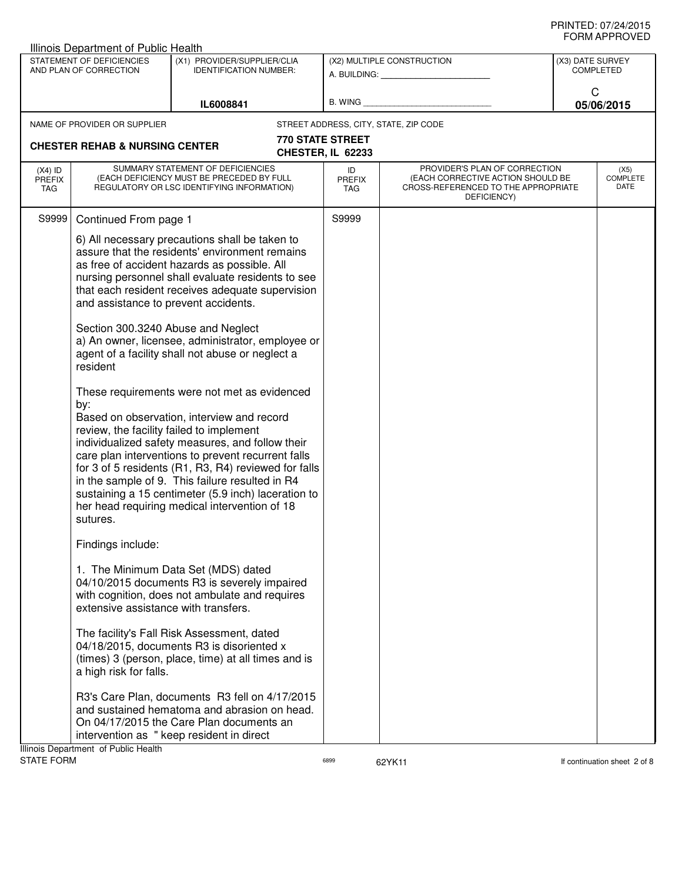PRINTED: 07/24/2015
FORM APPROVED

Illinois Department of Public Health

| STATEMENT OF DEFICIENCIES AND PLAN OF CORRECTION | (X1) PROVIDER/SUPPLIER/CLIA IDENTIFICATION NUMBER: | (X2) MULTIPLE CONSTRUCTION | (X3) DATE SURVEY COMPLETED |
|---|---|---|---|
| | IL6008841 | A. BUILDING: ______ B. WING ______ | C 05/06/2015 |

NAME OF PROVIDER OR SUPPLIER: **CHESTER REHAB & NURSING CENTER**

STREET ADDRESS, CITY, STATE, ZIP CODE: **770 STATE STREET, CHESTER, IL 62233**

| (X4) ID PREFIX TAG | SUMMARY STATEMENT OF DEFICIENCIES (EACH DEFICIENCY MUST BE PRECEDED BY FULL REGULATORY OR LSC IDENTIFYING INFORMATION) | ID PREFIX TAG | PROVIDER'S PLAN OF CORRECTION (EACH CORRECTIVE ACTION SHOULD BE CROSS-REFERENCED TO THE APPROPRIATE DEFICIENCY) | (X5) COMPLETE DATE |
|---|---|---|---|---|
| S9999 | Continued From page 1 | S9999 | | |

6) All necessary precautions shall be taken to assure that the residents' environment remains as free of accident hazards as possible. All nursing personnel shall evaluate residents to see that each resident receives adequate supervision and assistance to prevent accidents.

Section 300.3240 Abuse and Neglect
a) An owner, licensee, administrator, employee or agent of a facility shall not abuse or neglect a resident

These requirements were not met as evidenced by:
Based on observation, interview and record review, the facility failed to implement individualized safety measures, and follow their care plan interventions to prevent recurrent falls for 3 of 5 residents (R1, R3, R4) reviewed for falls in the sample of 9. This failure resulted in R4 sustaining a 15 centimeter (5.9 inch) laceration to her head requiring medical intervention of 18 sutures.

Findings include:

1. The Minimum Data Set (MDS) dated 04/10/2015 documents R3 is severely impaired with cognition, does not ambulate and requires extensive assistance with transfers.

The facility's Fall Risk Assessment, dated 04/18/2015, documents R3 is disoriented x (times) 3 (person, place, time) at all times and is a high risk for falls.

R3's Care Plan, documents R3 fell on 4/17/2015 and sustained hematoma and abrasion on head. On 04/17/2015 the Care Plan documents an intervention as " keep resident in direct

Illinois Department of Public Health
STATE FORM 6899 62YK11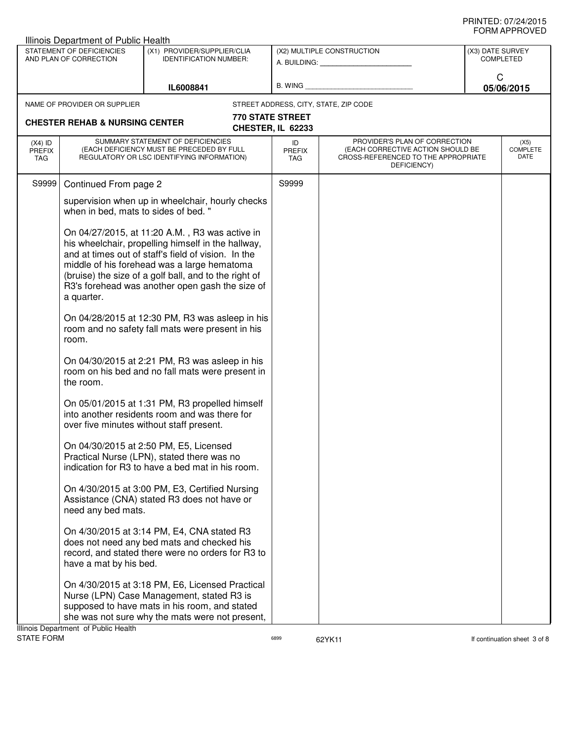PRINTED: 07/24/2015
FORM APPROVED

Illinois Department of Public Health

| STATEMENT OF DEFICIENCIES AND PLAN OF CORRECTION | (X1) PROVIDER/SUPPLIER/CLIA IDENTIFICATION NUMBER: | (X2) MULTIPLE CONSTRUCTION | (X3) DATE SURVEY COMPLETED |
|---|---|---|---|
| | IL6008841 | A. BUILDING: ______ B. WING ______ | C 05/06/2015 |

NAME OF PROVIDER OR SUPPLIER: **CHESTER REHAB & NURSING CENTER**

STREET ADDRESS, CITY, STATE, ZIP CODE: **770 STATE STREET, CHESTER, IL 62233**

| (X4) ID PREFIX TAG | SUMMARY STATEMENT OF DEFICIENCIES (EACH DEFICIENCY MUST BE PRECEDED BY FULL REGULATORY OR LSC IDENTIFYING INFORMATION) | ID PREFIX TAG | PROVIDER'S PLAN OF CORRECTION (EACH CORRECTIVE ACTION SHOULD BE CROSS-REFERENCED TO THE APPROPRIATE DEFICIENCY) | (X5) COMPLETE DATE |
|---|---|---|---|---|
| S9999 | Continued From page 2 | S9999 | | |

supervision when up in wheelchair, hourly checks when in bed, mats to sides of bed. "

On 04/27/2015, at 11:20 A.M. , R3 was active in his wheelchair, propelling himself in the hallway, and at times out of staff's field of vision. In the middle of his forehead was a large hematoma (bruise) the size of a golf ball, and to the right of R3's forehead was another open gash the size of a quarter.

On 04/28/2015 at 12:30 PM, R3 was asleep in his room and no safety fall mats were present in his room.

On 04/30/2015 at 2:21 PM, R3 was asleep in his room on his bed and no fall mats were present in the room.

On 05/01/2015 at 1:31 PM, R3 propelled himself into another residents room and was there for over five minutes without staff present.

On 04/30/2015 at 2:50 PM, E5, Licensed Practical Nurse (LPN), stated there was no indication for R3 to have a bed mat in his room.

On 4/30/2015 at 3:00 PM, E3, Certified Nursing Assistance (CNA) stated R3 does not have or need any bed mats.

On 4/30/2015 at 3:14 PM, E4, CNA stated R3 does not need any bed mats and checked his record, and stated there were no orders for R3 to have a mat by his bed.

On 4/30/2015 at 3:18 PM, E6, Licensed Practical Nurse (LPN) Case Management, stated R3 is supposed to have mats in his room, and stated she was not sure why the mats were not present,

Illinois Department of Public Health
STATE FORM 6899 62YK11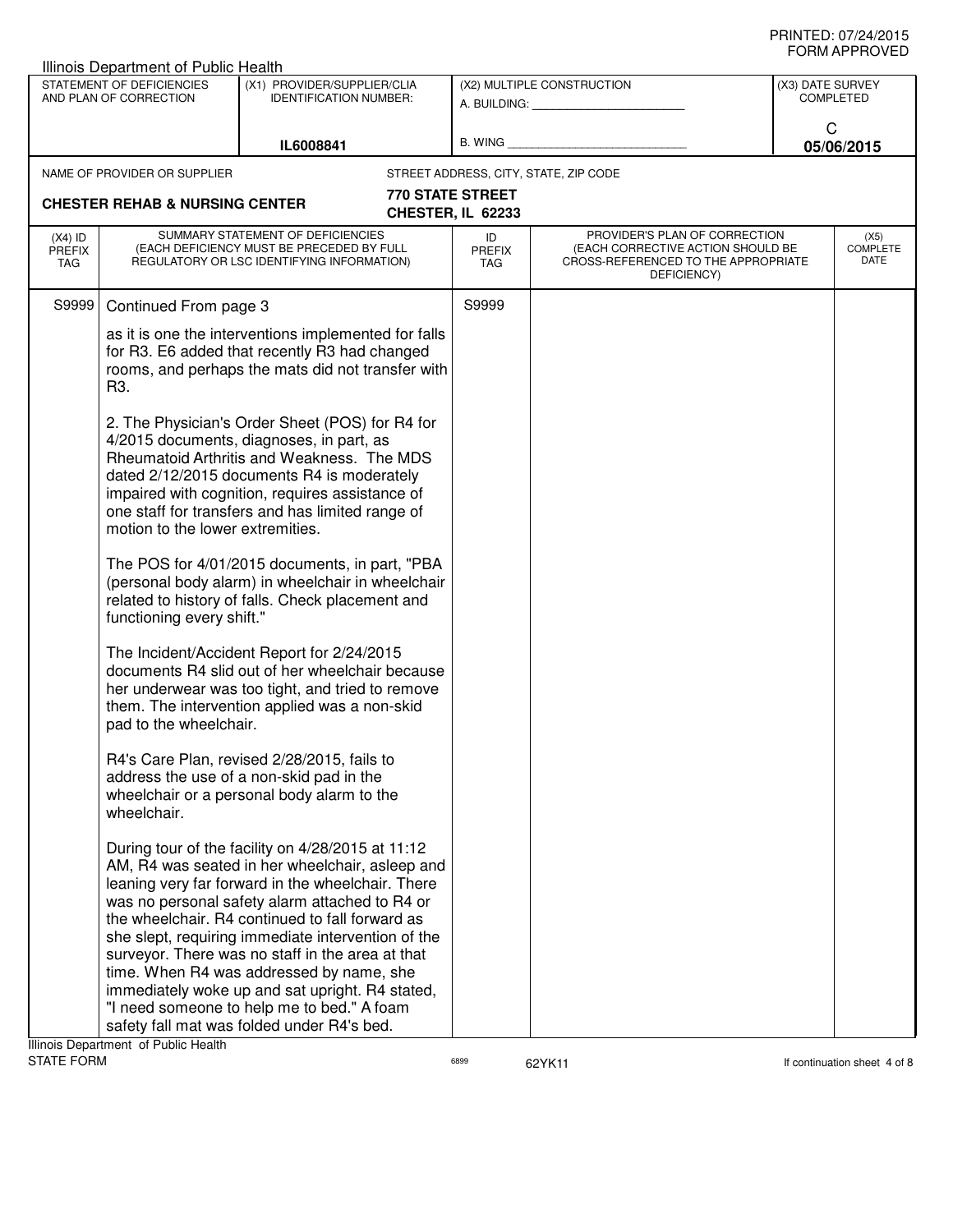Illinois Department of Public Health

| STATEMENT OF DEFICIENCIES AND PLAN OF CORRECTION | (X1) PROVIDER/SUPPLIER/CLIA IDENTIFICATION NUMBER: | (X2) MULTIPLE CONSTRUCTION | (X3) DATE SURVEY COMPLETED |
|---|---|---|---|
| | IL6008841 | A. BUILDING: ______ B. WING ______ | C 05/06/2015 |

| NAME OF PROVIDER OR SUPPLIER | STREET ADDRESS, CITY, STATE, ZIP CODE |
|---|---|
| CHESTER REHAB & NURSING CENTER | 770 STATE STREET CHESTER, IL 62233 |

| (X4) ID PREFIX TAG | SUMMARY STATEMENT OF DEFICIENCIES (EACH DEFICIENCY MUST BE PRECEDED BY FULL REGULATORY OR LSC IDENTIFYING INFORMATION) | ID PREFIX TAG | PROVIDER'S PLAN OF CORRECTION (EACH CORRECTIVE ACTION SHOULD BE CROSS-REFERENCED TO THE APPROPRIATE DEFICIENCY) | (X5) COMPLETE DATE |
|---|---|---|---|---|
| S9999 | Continued From page 3 | S9999 | | |

as it is one the interventions implemented for falls for R3. E6 added that recently R3 had changed rooms, and perhaps the mats did not transfer with R3.

2. The Physician's Order Sheet (POS) for R4 for 4/2015 documents, diagnoses, in part, as Rheumatoid Arthritis and Weakness. The MDS dated 2/12/2015 documents R4 is moderately impaired with cognition, requires assistance of one staff for transfers and has limited range of motion to the lower extremities.

The POS for 4/01/2015 documents, in part, "PBA (personal body alarm) in wheelchair in wheelchair related to history of falls. Check placement and functioning every shift."

The Incident/Accident Report for 2/24/2015 documents R4 slid out of her wheelchair because her underwear was too tight, and tried to remove them. The intervention applied was a non-skid pad to the wheelchair.

R4's Care Plan, revised 2/28/2015, fails to address the use of a non-skid pad in the wheelchair or a personal body alarm to the wheelchair.

During tour of the facility on 4/28/2015 at 11:12 AM, R4 was seated in her wheelchair, asleep and leaning very far forward in the wheelchair. There was no personal safety alarm attached to R4 or the wheelchair. R4 continued to fall forward as she slept, requiring immediate intervention of the surveyor. There was no staff in the area at that time. When R4 was addressed by name, she immediately woke up and sat upright. R4 stated, "I need someone to help me to bed." A foam safety fall mat was folded under R4's bed.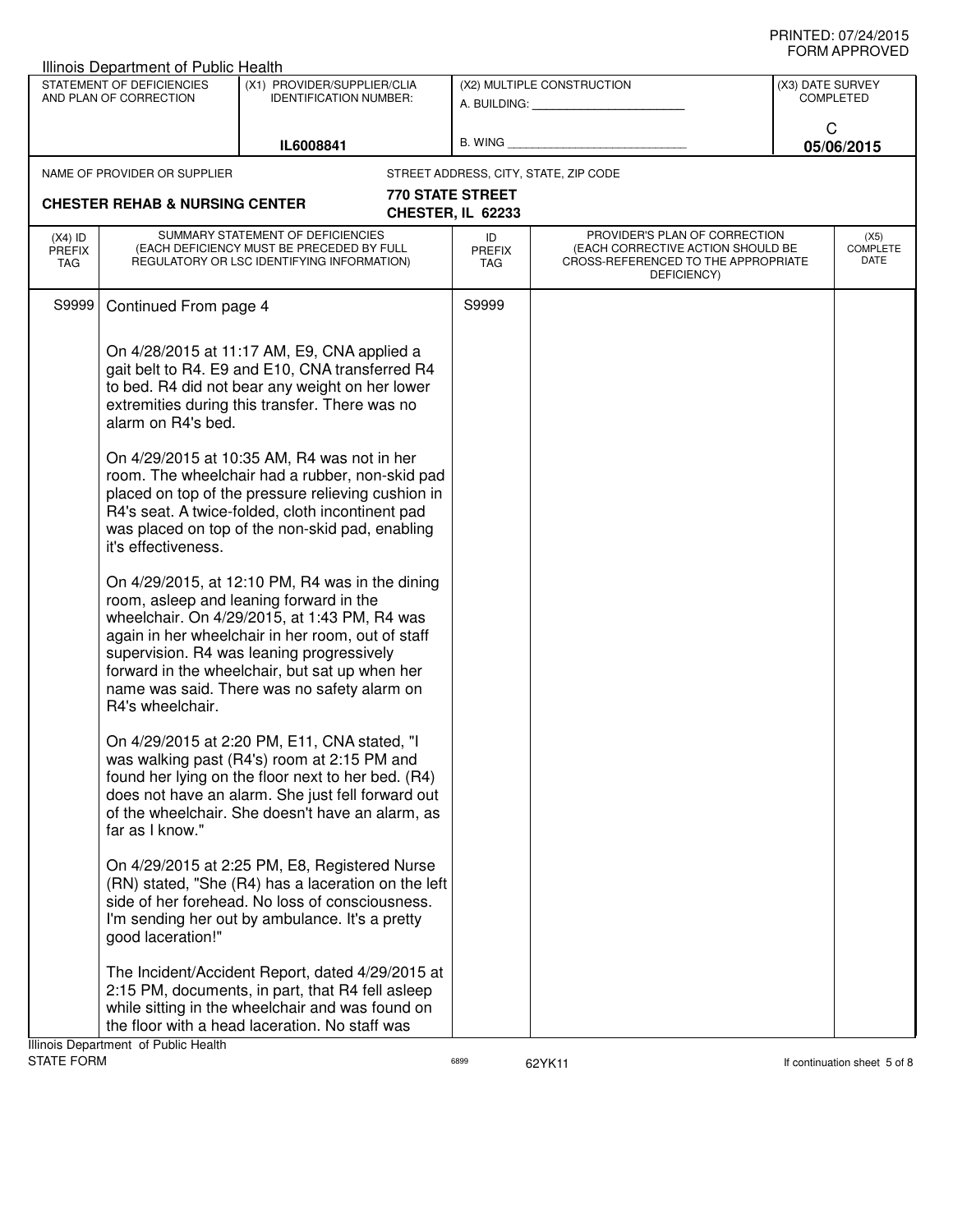Illinois Department of Public Health

| STATEMENT OF DEFICIENCIES AND PLAN OF CORRECTION | (X1) PROVIDER/SUPPLIER/CLIA IDENTIFICATION NUMBER: | (X2) MULTIPLE CONSTRUCTION | (X3) DATE SURVEY COMPLETED |
|---|---|---|---|
| | IL6008841 | A. BUILDING: ______ B. WING ______ | C 05/06/2015 |

NAME OF PROVIDER OR SUPPLIER: **CHESTER REHAB & NURSING CENTER**

STREET ADDRESS, CITY, STATE, ZIP CODE: **770 STATE STREET CHESTER, IL 62233**

| (X4) ID PREFIX TAG | SUMMARY STATEMENT OF DEFICIENCIES (EACH DEFICIENCY MUST BE PRECEDED BY FULL REGULATORY OR LSC IDENTIFYING INFORMATION) | ID PREFIX TAG | PROVIDER'S PLAN OF CORRECTION (EACH CORRECTIVE ACTION SHOULD BE CROSS-REFERENCED TO THE APPROPRIATE DEFICIENCY) | (X5) COMPLETE DATE |
|---|---|---|---|---|
| S9999 | Continued From page 4 | S9999 | | |

On 4/28/2015 at 11:17 AM, E9, CNA applied a gait belt to R4. E9 and E10, CNA transferred R4 to bed. R4 did not bear any weight on her lower extremities during this transfer. There was no alarm on R4's bed.

On 4/29/2015 at 10:35 AM, R4 was not in her room. The wheelchair had a rubber, non-skid pad placed on top of the pressure relieving cushion in R4's seat. A twice-folded, cloth incontinent pad was placed on top of the non-skid pad, enabling it's effectiveness.

On 4/29/2015, at 12:10 PM, R4 was in the dining room, asleep and leaning forward in the wheelchair. On 4/29/2015, at 1:43 PM, R4 was again in her wheelchair in her room, out of staff supervision. R4 was leaning progressively forward in the wheelchair, but sat up when her name was said. There was no safety alarm on R4's wheelchair.

On 4/29/2015 at 2:20 PM, E11, CNA stated, "I was walking past (R4's) room at 2:15 PM and found her lying on the floor next to her bed. (R4) does not have an alarm. She just fell forward out of the wheelchair. She doesn't have an alarm, as far as I know."

On 4/29/2015 at 2:25 PM, E8, Registered Nurse (RN) stated, "She (R4) has a laceration on the left side of her forehead. No loss of consciousness. I'm sending her out by ambulance. It's a pretty good laceration!"

The Incident/Accident Report, dated 4/29/2015 at 2:15 PM, documents, in part, that R4 fell asleep while sitting in the wheelchair and was found on the floor with a head laceration. No staff was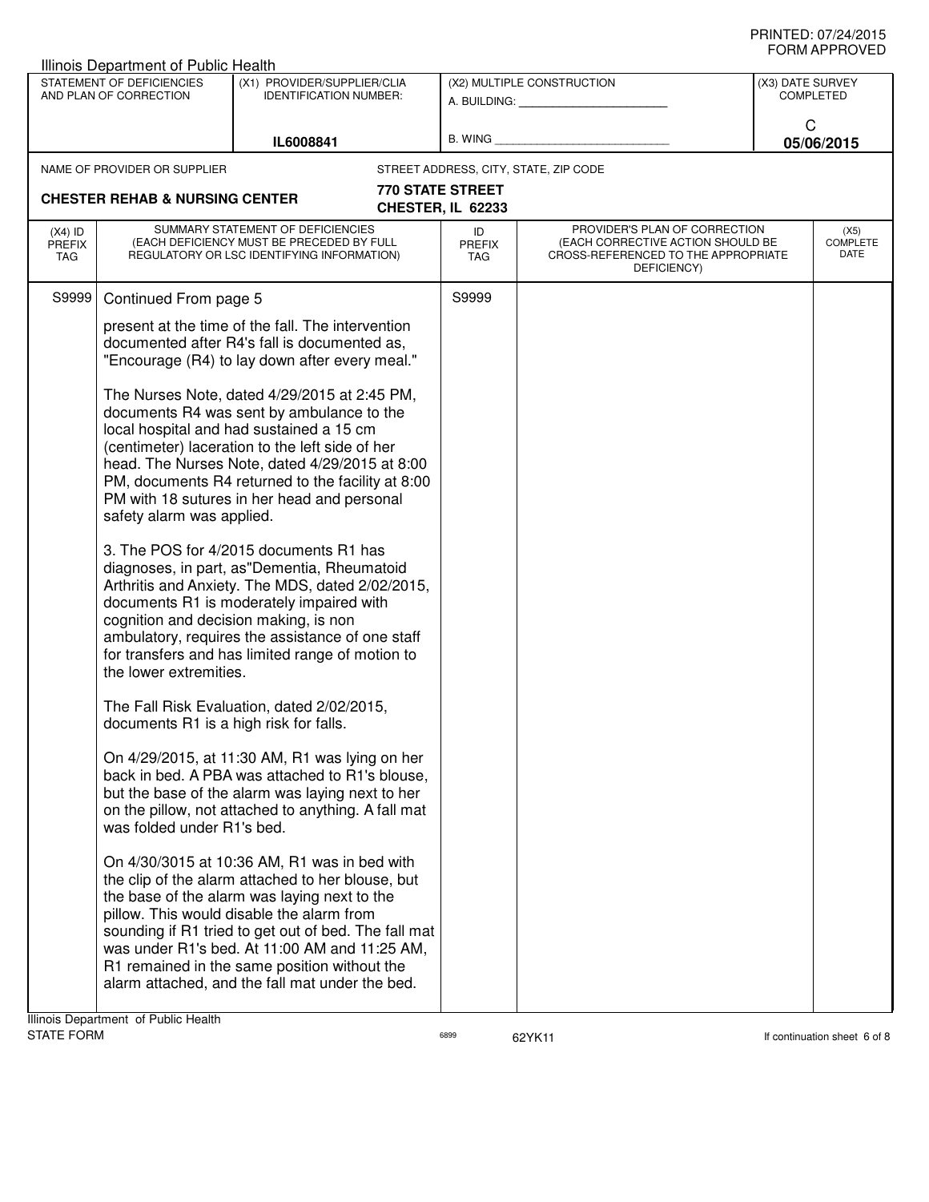Illinois Department of Public Health

| STATEMENT OF DEFICIENCIES AND PLAN OF CORRECTION | (X1) PROVIDER/SUPPLIER/CLIA IDENTIFICATION NUMBER: | (X2) MULTIPLE CONSTRUCTION | (X3) DATE SURVEY COMPLETED |
|---|---|---|---|
| | IL6008841 | A. BUILDING: ______ B. WING ______ | C 05/06/2015 |

NAME OF PROVIDER OR SUPPLIER: **CHESTER REHAB & NURSING CENTER**

STREET ADDRESS, CITY, STATE, ZIP CODE: **770 STATE STREET CHESTER, IL 62233**

| (X4) ID PREFIX TAG | SUMMARY STATEMENT OF DEFICIENCIES (EACH DEFICIENCY MUST BE PRECEDED BY FULL REGULATORY OR LSC IDENTIFYING INFORMATION) | ID PREFIX TAG | PROVIDER'S PLAN OF CORRECTION (EACH CORRECTIVE ACTION SHOULD BE CROSS-REFERENCED TO THE APPROPRIATE DEFICIENCY) | (X5) COMPLETE DATE |
|---|---|---|---|---|
| S9999 | Continued From page 5 | S9999 | | |

present at the time of the fall. The intervention documented after R4's fall is documented as, "Encourage (R4) to lay down after every meal."

The Nurses Note, dated 4/29/2015 at 2:45 PM, documents R4 was sent by ambulance to the local hospital and had sustained a 15 cm (centimeter) laceration to the left side of her head. The Nurses Note, dated 4/29/2015 at 8:00 PM, documents R4 returned to the facility at 8:00 PM with 18 sutures in her head and personal safety alarm was applied.

3. The POS for 4/2015 documents R1 has diagnoses, in part, as"Dementia, Rheumatoid Arthritis and Anxiety. The MDS, dated 2/02/2015, documents R1 is moderately impaired with cognition and decision making, is non ambulatory, requires the assistance of one staff for transfers and has limited range of motion to the lower extremities.

The Fall Risk Evaluation, dated 2/02/2015, documents R1 is a high risk for falls.

On 4/29/2015, at 11:30 AM, R1 was lying on her back in bed. A PBA was attached to R1's blouse, but the base of the alarm was laying next to her on the pillow, not attached to anything. A fall mat was folded under R1's bed.

On 4/30/3015 at 10:36 AM, R1 was in bed with the clip of the alarm attached to her blouse, but the base of the alarm was laying next to the pillow. This would disable the alarm from sounding if R1 tried to get out of bed. The fall mat was under R1's bed. At 11:00 AM and 11:25 AM, R1 remained in the same position without the alarm attached, and the fall mat under the bed.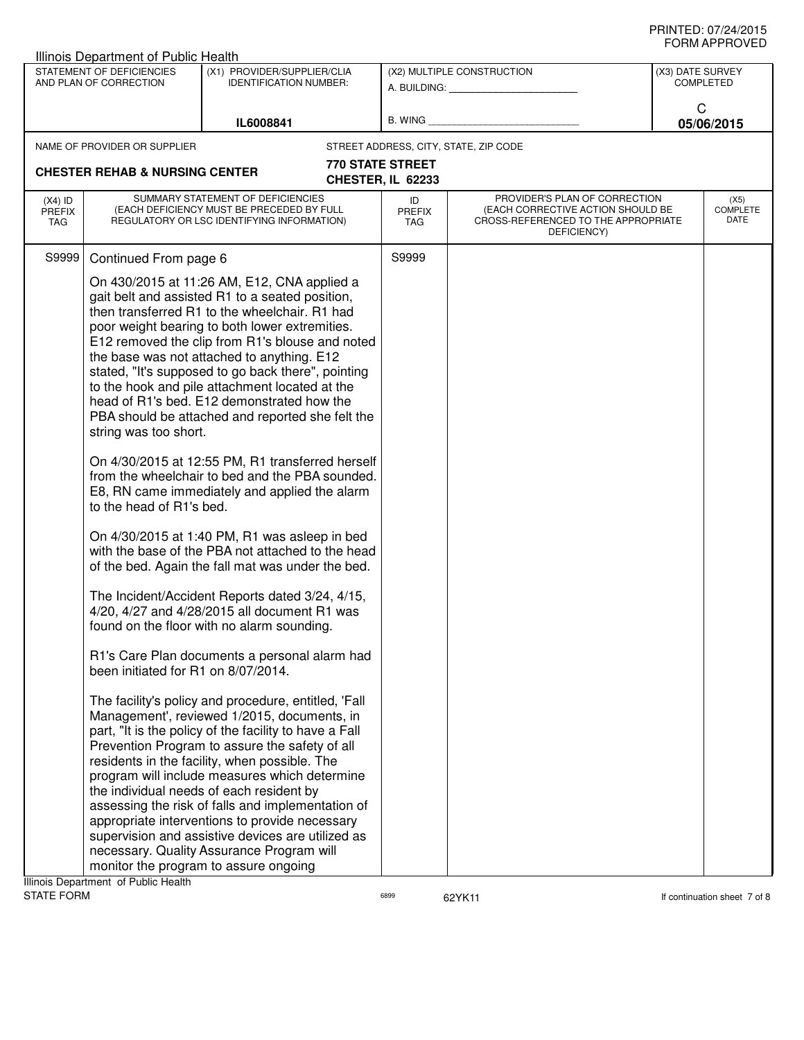Illinois Department of Public Health

| STATEMENT OF DEFICIENCIES AND PLAN OF CORRECTION | (X1) PROVIDER/SUPPLIER/CLIA IDENTIFICATION NUMBER: | (X2) MULTIPLE CONSTRUCTION | (X3) DATE SURVEY COMPLETED |
|---|---|---|---|
| | IL6008841 | A. BUILDING: ______ B. WING ______ | C 05/06/2015 |

NAME OF PROVIDER OR SUPPLIER: **CHESTER REHAB & NURSING CENTER**

STREET ADDRESS, CITY, STATE, ZIP CODE: **770 STATE STREET, CHESTER, IL 62233**

| (X4) ID PREFIX TAG | SUMMARY STATEMENT OF DEFICIENCIES (EACH DEFICIENCY MUST BE PRECEDED BY FULL REGULATORY OR LSC IDENTIFYING INFORMATION) | ID PREFIX TAG | PROVIDER'S PLAN OF CORRECTION (EACH CORRECTIVE ACTION SHOULD BE CROSS-REFERENCED TO THE APPROPRIATE DEFICIENCY) | (X5) COMPLETE DATE |
|---|---|---|---|---|
| S9999 | Continued From page 6 | S9999 | | |

On 430/2015 at 11:26 AM, E12, CNA applied a gait belt and assisted R1 to a seated position, then transferred R1 to the wheelchair. R1 had poor weight bearing to both lower extremities. E12 removed the clip from R1's blouse and noted the base was not attached to anything. E12 stated, "It's supposed to go back there", pointing to the hook and pile attachment located at the head of R1's bed. E12 demonstrated how the PBA should be attached and reported she felt the string was too short.

On 4/30/2015 at 12:55 PM, R1 transferred herself from the wheelchair to bed and the PBA sounded. E8, RN came immediately and applied the alarm to the head of R1's bed.

On 4/30/2015 at 1:40 PM, R1 was asleep in bed with the base of the PBA not attached to the head of the bed. Again the fall mat was under the bed.

The Incident/Accident Reports dated 3/24, 4/15, 4/20, 4/27 and 4/28/2015 all document R1 was found on the floor with no alarm sounding.

R1's Care Plan documents a personal alarm had been initiated for R1 on 8/07/2014.

The facility's policy and procedure, entitled, 'Fall Management', reviewed 1/2015, documents, in part, "It is the policy of the facility to have a Fall Prevention Program to assure the safety of all residents in the facility, when possible. The program will include measures which determine the individual needs of each resident by assessing the risk of falls and implementation of appropriate interventions to provide necessary supervision and assistive devices are utilized as necessary. Quality Assurance Program will monitor the program to assure ongoing

Illinois Department of Public Health
STATE FORM 6899 62YK11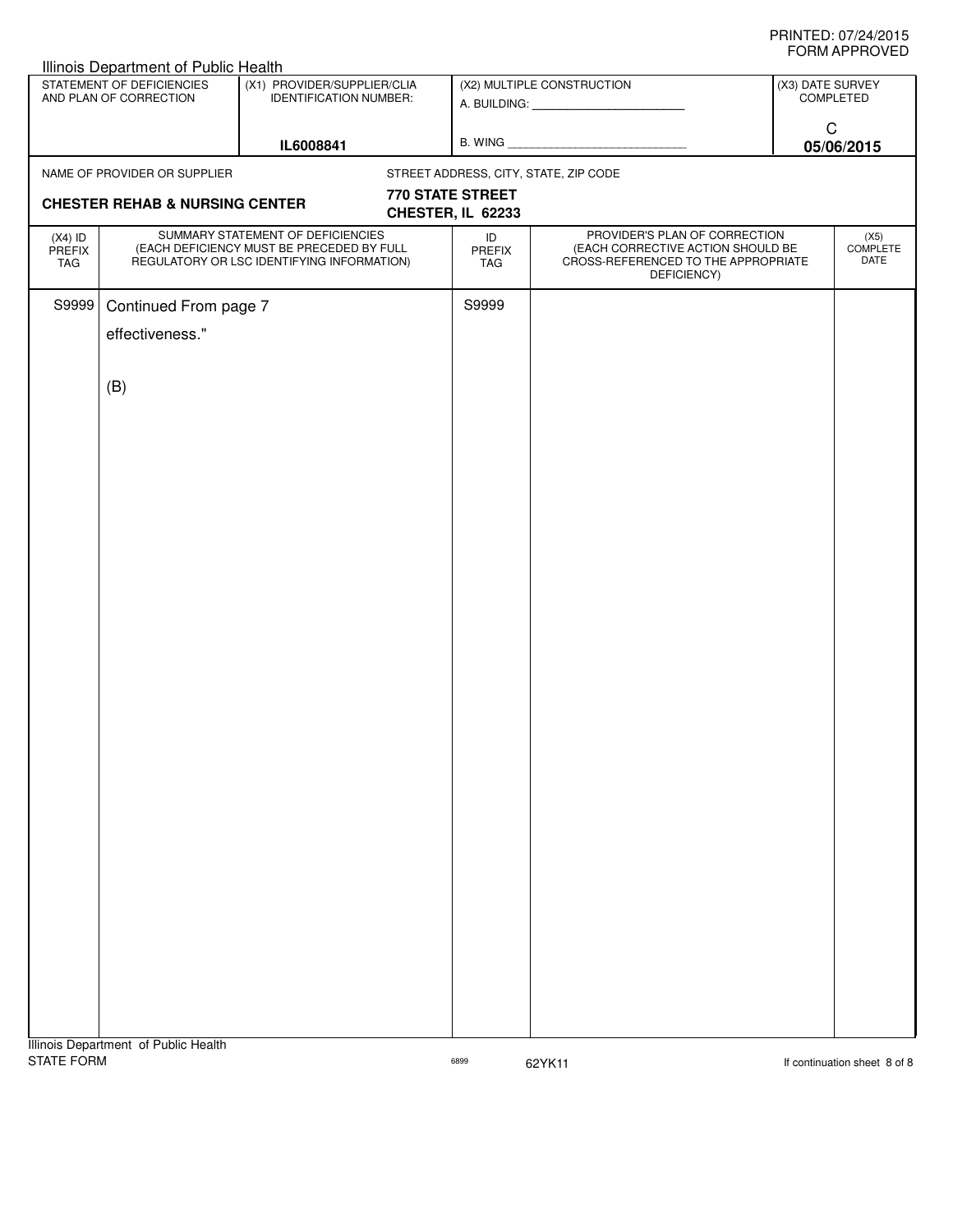Illinois Department of Public Health

| STATEMENT OF DEFICIENCIES AND PLAN OF CORRECTION | (X1) PROVIDER/SUPPLIER/CLIA IDENTIFICATION NUMBER: | (X2) MULTIPLE CONSTRUCTION | (X3) DATE SURVEY COMPLETED |
|---|---|---|---|
| | IL6008841 | A. BUILDING: ______ B. WING ______ | C 05/06/2015 |

NAME OF PROVIDER OR SUPPLIER: **CHESTER REHAB & NURSING CENTER**

STREET ADDRESS, CITY, STATE, ZIP CODE: **770 STATE STREET CHESTER, IL 62233**

| (X4) ID PREFIX TAG | SUMMARY STATEMENT OF DEFICIENCIES (EACH DEFICIENCY MUST BE PRECEDED BY FULL REGULATORY OR LSC IDENTIFYING INFORMATION) | ID PREFIX TAG | PROVIDER'S PLAN OF CORRECTION (EACH CORRECTIVE ACTION SHOULD BE CROSS-REFERENCED TO THE APPROPRIATE DEFICIENCY) | (X5) COMPLETE DATE |
|---|---|---|---|---|
| S9999 | Continued From page 7<br><br>effectiveness."<br><br>(B) | S9999 | | |

Illinois Department of Public Health
STATE FORM 6899 62YK11 If continuation sheet 8 of 8